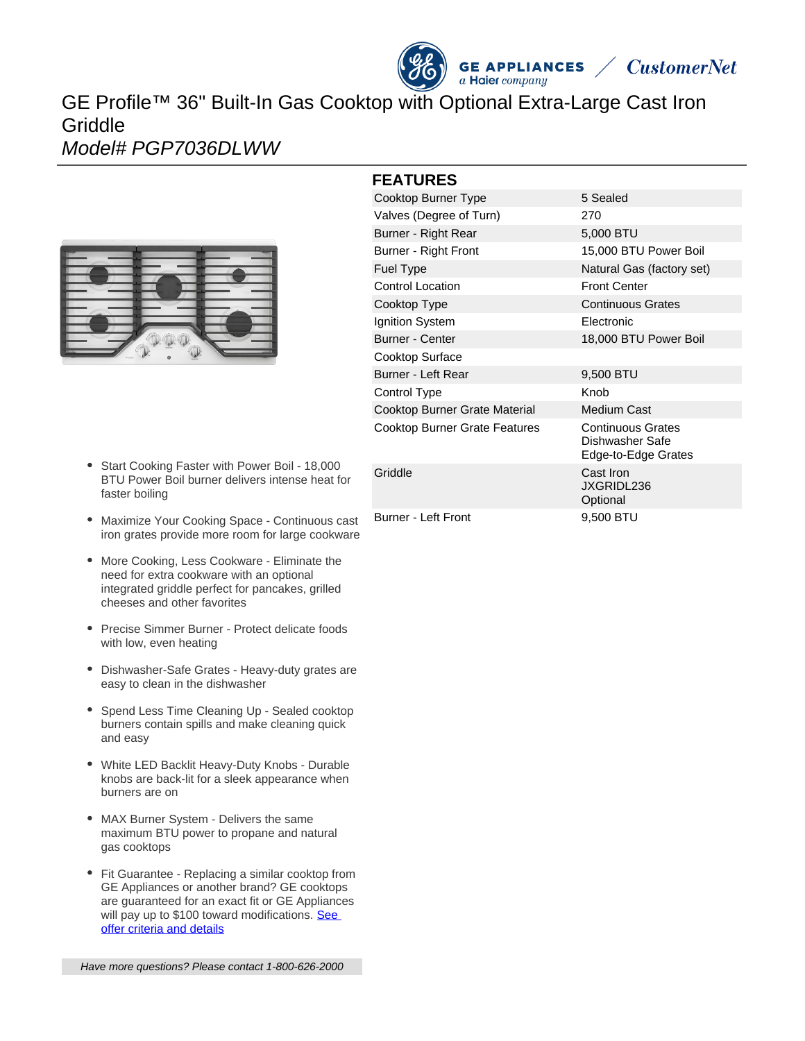# GE Profile™ 36" Built-In Gas Cooktop with Optional Extra-Large Cast Iron Griddle

*Model# PGP7036DLWW*

## FEATURES

| | |
|---|---|
| Cooktop Burner Type | 5 Sealed |
| Valves (Degree of Turn) | 270 |
| Burner - Right Rear | 5,000 BTU |
| Burner - Right Front | 15,000 BTU Power Boil |
| Fuel Type | Natural Gas (factory set) |
| Control Location | Front Center |
| Cooktop Type | Continuous Grates |
| Ignition System | Electronic |
| Burner - Center | 18,000 BTU Power Boil |
| Cooktop Surface | |
| Burner - Left Rear | 9,500 BTU |
| Control Type | Knob |
| Cooktop Burner Grate Material | Medium Cast |
| Cooktop Burner Grate Features | Continuous Grates<br>Dishwasher Safe<br>Edge-to-Edge Grates |
| Griddle | Cast Iron<br>JXGRIDL236<br>Optional |
| Burner - Left Front | 9,500 BTU |

- Start Cooking Faster with Power Boil - 18,000 BTU Power Boil burner delivers intense heat for faster boiling
- Maximize Your Cooking Space - Continuous cast iron grates provide more room for large cookware
- More Cooking, Less Cookware - Eliminate the need for extra cookware with an optional integrated griddle perfect for pancakes, grilled cheeses and other favorites
- Precise Simmer Burner - Protect delicate foods with low, even heating
- Dishwasher-Safe Grates - Heavy-duty grates are easy to clean in the dishwasher
- Spend Less Time Cleaning Up - Sealed cooktop burners contain spills and make cleaning quick and easy
- White LED Backlit Heavy-Duty Knobs - Durable knobs are back-lit for a sleek appearance when burners are on
- MAX Burner System - Delivers the same maximum BTU power to propane and natural gas cooktops
- Fit Guarantee - Replacing a similar cooktop from GE Appliances or another brand? GE cooktops are guaranteed for an exact fit or GE Appliances will pay up to $100 toward modifications. See offer criteria and details

*Have more questions? Please contact 1-800-626-2000*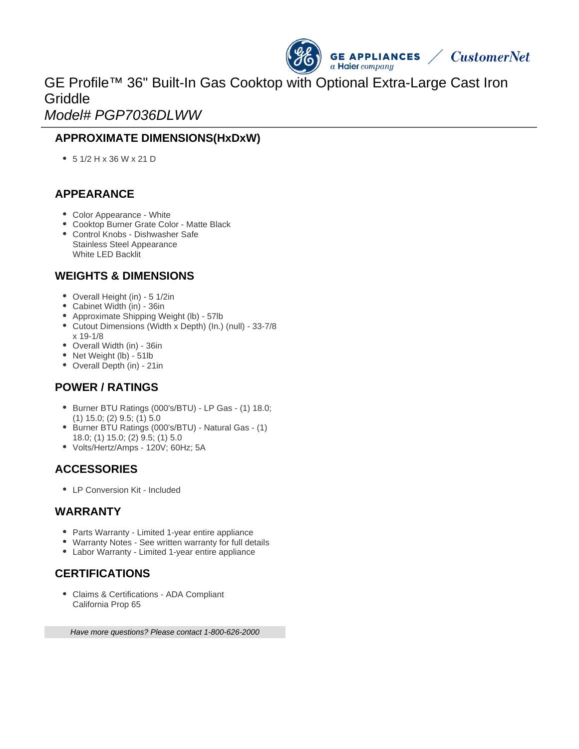GE APPLIANCES a Haier company / CustomerNet

# GE Profile™ 36" Built-In Gas Cooktop with Optional Extra-Large Cast Iron Griddle

*Model# PGP7036DLWW*

## APPROXIMATE DIMENSIONS(HxDxW)

- 5 1/2 H x 36 W x 21 D

## APPEARANCE

- Color Appearance - White
- Cooktop Burner Grate Color - Matte Black
- Control Knobs - Dishwasher Safe
  Stainless Steel Appearance
  White LED Backlit

## WEIGHTS & DIMENSIONS

- Overall Height (in) - 5 1/2in
- Cabinet Width (in) - 36in
- Approximate Shipping Weight (lb) - 57lb
- Cutout Dimensions (Width x Depth) (In.) (null) - 33-7/8 x 19-1/8
- Overall Width (in) - 36in
- Net Weight (lb) - 51lb
- Overall Depth (in) - 21in

## POWER / RATINGS

- Burner BTU Ratings (000's/BTU) - LP Gas - (1) 18.0; (1) 15.0; (2) 9.5; (1) 5.0
- Burner BTU Ratings (000's/BTU) - Natural Gas - (1) 18.0; (1) 15.0; (2) 9.5; (1) 5.0
- Volts/Hertz/Amps - 120V; 60Hz; 5A

## ACCESSORIES

- LP Conversion Kit - Included

## WARRANTY

- Parts Warranty - Limited 1-year entire appliance
- Warranty Notes - See written warranty for full details
- Labor Warranty - Limited 1-year entire appliance

## CERTIFICATIONS

- Claims & Certifications - ADA Compliant
  California Prop 65

*Have more questions? Please contact 1-800-626-2000*